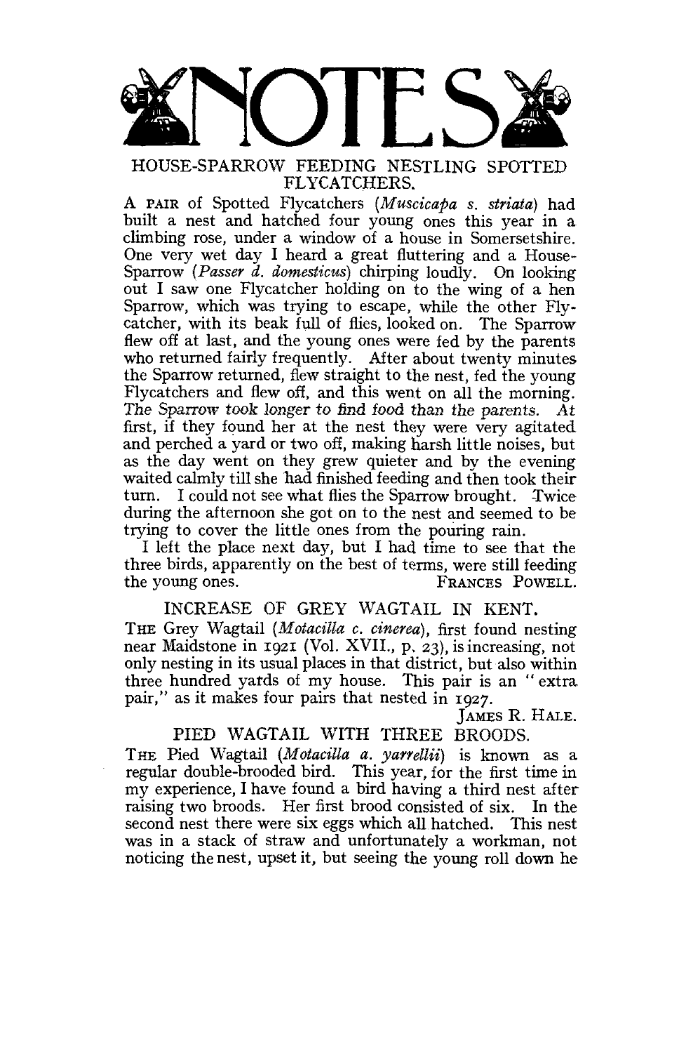# NOTES

## HOUSE-SPARROW FEEDING NESTLING SPOTTED FLYCATCHERS.

A PAIR of Spotted Flycatchers (*Muscicapa s. striata*) had built a nest and hatched four young ones this year in a climbing rose, under a window of a house in Somersetshire. One very wet day I heard a great fluttering and a House-Sparrow (*Passer d. domesticus*) chirping loudly. On looking out I saw one Flycatcher holding on to the wing of a hen Sparrow, which was trying to escape, while the other Flycatcher, with its beak full of flies, looked on. The Sparrow flew off at last, and the young ones were fed by the parents who returned fairly frequently. After about twenty minutes the Sparrow returned, flew straight to the nest, fed the young Flycatchers and flew off, and this went on all the morning. *The Sparrow took longer to find food than the parents.* At first, if they found her at the nest they were very agitated and perched a yard or two off, making harsh little noises, but as the day went on they grew quieter and by the evening waited calmly till she had finished feeding and then took their turn. I could not see what flies the Sparrow brought. Twice during the afternoon she got on to the nest and seemed to be trying to cover the little ones from the pouring rain.

I left the place next day, but I had time to see that the three birds, apparently on the best of terms, were still feeding the young ones.

FRANCES POWELL.

## INCREASE OF GREY WAGTAIL IN KENT.

THE Grey Wagtail (*Motacilla c. cinerea*), first found nesting near Maidstone in 1921 (Vol. XVII., p. 23), is increasing, not only nesting in its usual places in that district, but also within three hundred yards of my house. This pair is an "extra pair," as it makes four pairs that nested in 1927.

JAMES R. HALE.

## PIED WAGTAIL WITH THREE BROODS.

THE Pied Wagtail (*Motacilla a. yarrellii*) is known as a regular double-brooded bird. This year, for the first time in my experience, I have found a bird having a third nest after raising two broods. Her first brood consisted of six. In the second nest there were six eggs which all hatched. This nest was in a stack of straw and unfortunately a workman, not noticing the nest, upset it, but seeing the young roll down he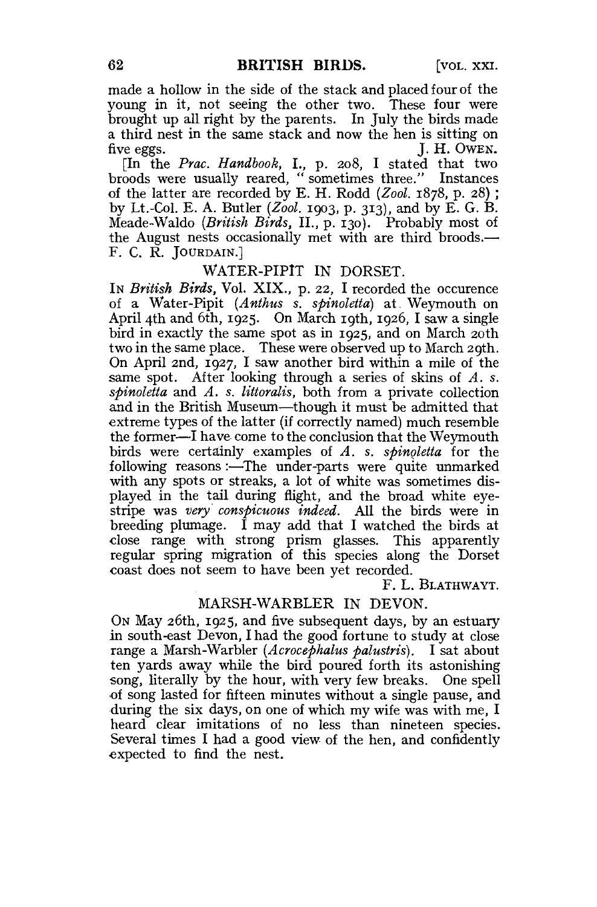made a hollow in the side of the stack and placed four of the young in it, not seeing the other two. These four were brought up all right by the parents. In July the birds made a third nest in the same stack and now the hen is sitting on five eggs.

J. H. OWEN.

[In the *Prac. Handbook*, I., p. 208, I stated that two broods were usually reared, "sometimes three." Instances of the latter are recorded by E. H. Rodd (*Zool.* 1878, p. 28); by Lt.-Col. E. A. Butler (*Zool.* 1903, p. 313), and by E. G. B. Meade-Waldo (*British Birds*, II., p. 130). Probably most of the August nests occasionally met with are third broods.—F. C. R. JOURDAIN.]

## WATER-PIPIT IN DORSET.

IN *British Birds*, Vol. XIX., p. 22, I recorded the occurence of a Water-Pipit (*Anthus s. spinoletta*) at Weymouth on April 4th and 6th, 1925. On March 19th, 1926, I saw a single bird in exactly the same spot as in 1925, and on March 20th two in the same place. These were observed up to March 29th. On April 2nd, 1927, I saw another bird within a mile of the same spot. After looking through a series of skins of *A. s. spinoletta* and *A. s. littoralis*, both from a private collection and in the British Museum—though it must be admitted that extreme types of the latter (if correctly named) much resemble the former—I have come to the conclusion that the Weymouth birds were certainly examples of *A. s. spinoletta* for the following reasons:—The under-parts were quite unmarked with any spots or streaks, a lot of white was sometimes displayed in the tail during flight, and the broad white eye-stripe was *very conspicuous indeed*. All the birds were in breeding plumage. I may add that I watched the birds at close range with strong prism glasses. This apparently regular spring migration of this species along the Dorset coast does not seem to have been yet recorded.

F. L. BLATHWAYT.

## MARSH-WARBLER IN DEVON.

ON May 26th, 1925, and five subsequent days, by an estuary in south-east Devon, I had the good fortune to study at close range a Marsh-Warbler (*Acrocephalus palustris*). I sat about ten yards away while the bird poured forth its astonishing song, literally by the hour, with very few breaks. One spell of song lasted for fifteen minutes without a single pause, and during the six days, on one of which my wife was with me, I heard clear imitations of no less than nineteen species. Several times I had a good view of the hen, and confidently expected to find the nest.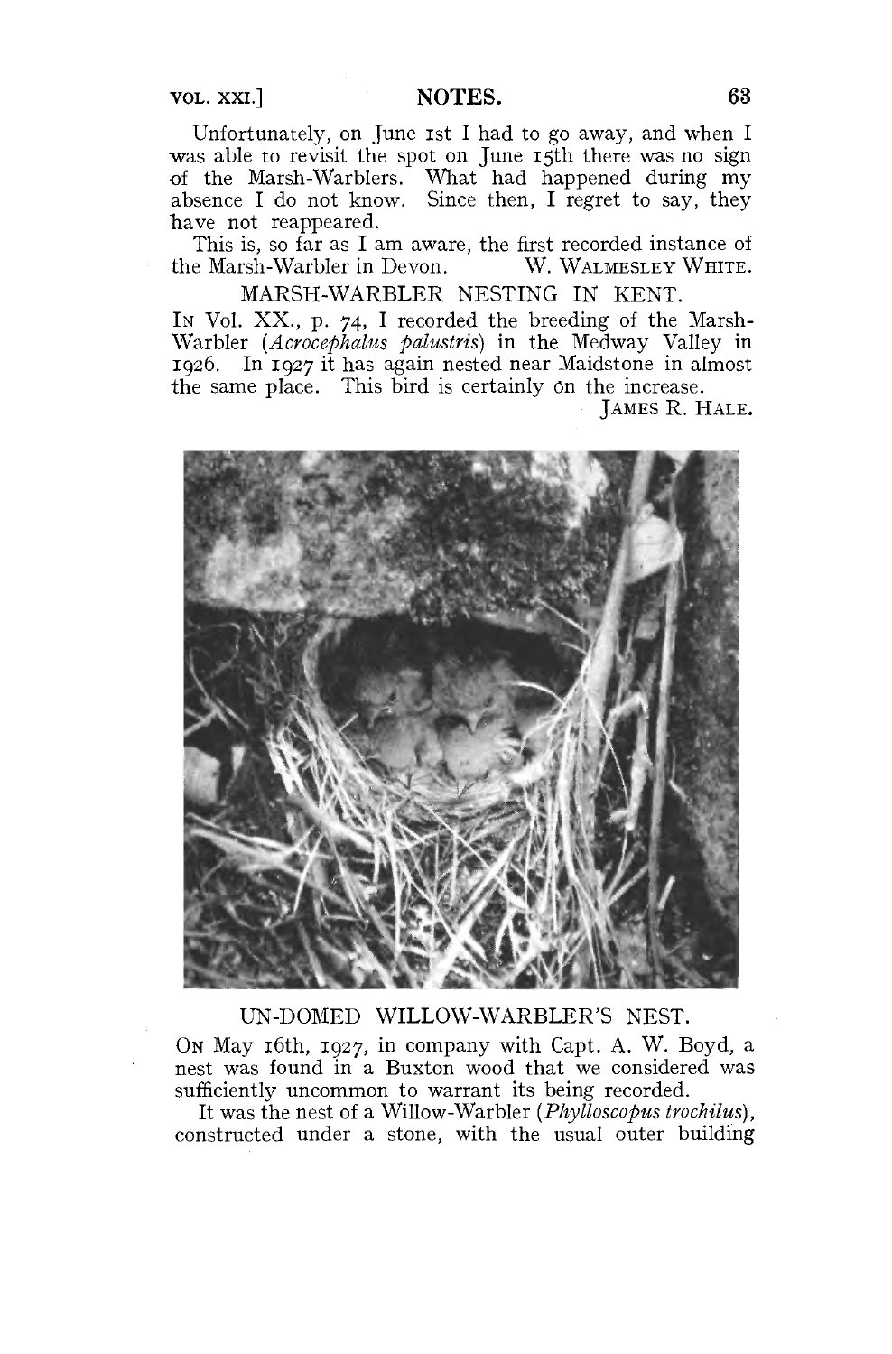Unfortunately, on June 1st I had to go away, and when I was able to revisit the spot on June 15th there was no sign of the Marsh-Warblers. What had happened during my absence I do not know. Since then, I regret to say, they have not reappeared.

This is, so far as I am aware, the first recorded instance of the Marsh-Warbler in Devon. W. WALMESLEY WHITE.

## MARSH-WARBLER NESTING IN KENT.

IN Vol. XX., p. 74, I recorded the breeding of the Marsh-Warbler (*Acrocephalus palustris*) in the Medway Valley in 1926. In 1927 it has again nested near Maidstone in almost the same place. This bird is certainly on the increase.

JAMES R. HALE.

## UN-DOMED WILLOW-WARBLER'S NEST.

ON May 16th, 1927, in company with Capt. A. W. Boyd, a nest was found in a Buxton wood that we considered was sufficiently uncommon to warrant its being recorded.

It was the nest of a Willow-Warbler (*Phylloscopus trochilus*), constructed under a stone, with the usual outer building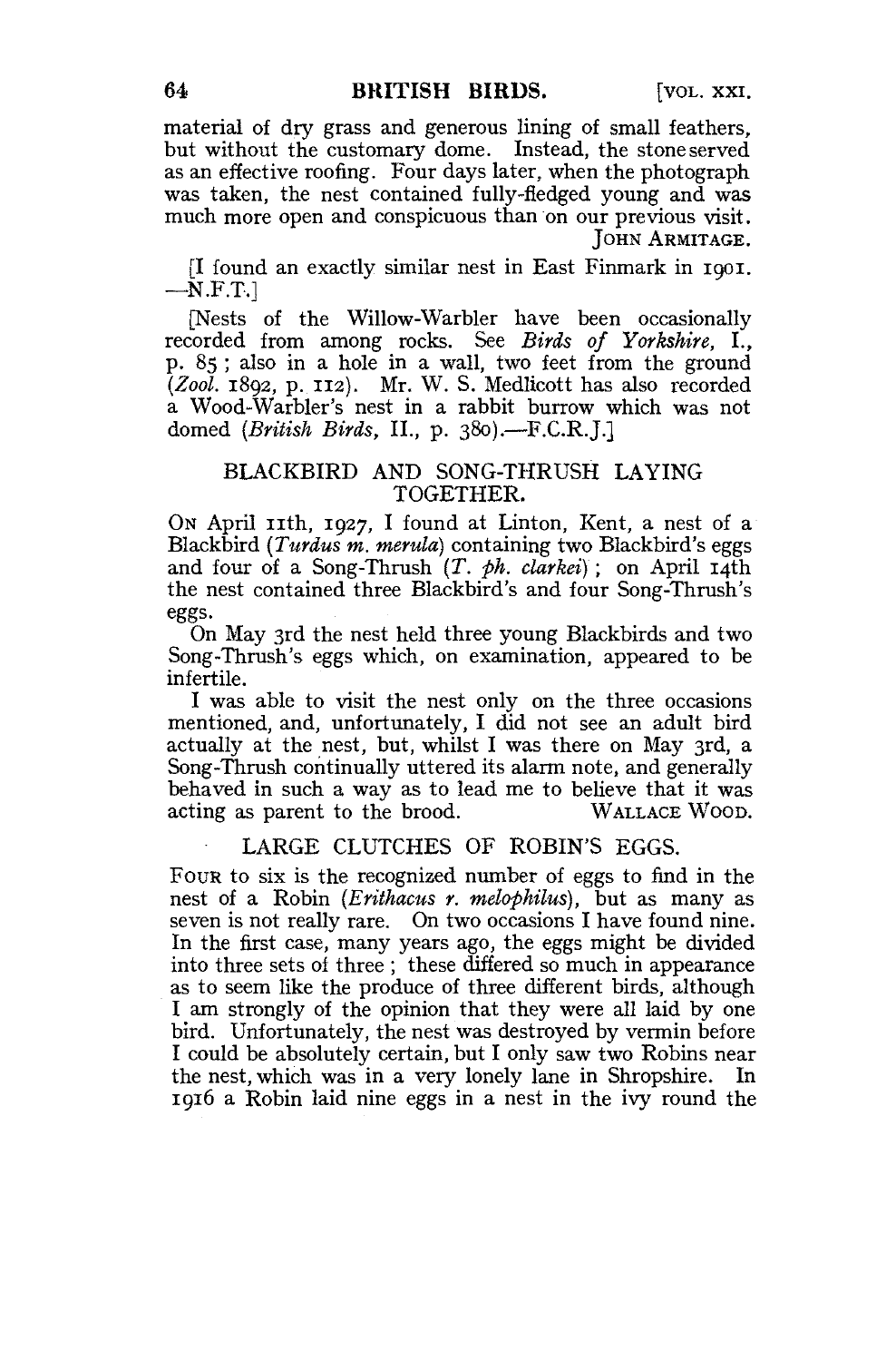material of dry grass and generous lining of small feathers, but without the customary dome. Instead, the stone served as an effective roofing. Four days later, when the photograph was taken, the nest contained fully-fledged young and was much more open and conspicuous than on our previous visit.

JOHN ARMITAGE.

[I found an exactly similar nest in East Finmark in 1901.—N.F.T.]

[Nests of the Willow-Warbler have been occasionally recorded from among rocks. See *Birds of Yorkshire*, I., p. 85 ; also in a hole in a wall, two feet from the ground (*Zool.* 1892, p. 112). Mr. W. S. Medlicott has also recorded a Wood-Warbler's nest in a rabbit burrow which was not domed (*British Birds*, II., p. 380).—F.C.R.J.]

## BLACKBIRD AND SONG-THRUSH LAYING TOGETHER.

ON April 11th, 1927, I found at Linton, Kent, a nest of a Blackbird (*Turdus m. merula*) containing two Blackbird's eggs and four of a Song-Thrush (*T. ph. clarkei*) ; on April 14th the nest contained three Blackbird's and four Song-Thrush's eggs.

On May 3rd the nest held three young Blackbirds and two Song-Thrush's eggs which, on examination, appeared to be infertile.

I was able to visit the nest only on the three occasions mentioned, and, unfortunately, I did not see an adult bird actually at the nest, but, whilst I was there on May 3rd, a Song-Thrush continually uttered its alarm note, and generally behaved in such a way as to lead me to believe that it was acting as parent to the brood.

WALLACE WOOD.

## LARGE CLUTCHES OF ROBIN'S EGGS.

FOUR to six is the recognized number of eggs to find in the nest of a Robin (*Erithacus r. melophilus*), but as many as seven is not really rare. On two occasions I have found nine. In the first case, many years ago, the eggs might be divided into three sets of three ; these differed so much in appearance as to seem like the produce of three different birds, although I am strongly of the opinion that they were all laid by one bird. Unfortunately, the nest was destroyed by vermin before I could be absolutely certain, but I only saw two Robins near the nest, which was in a very lonely lane in Shropshire. In 1916 a Robin laid nine eggs in a nest in the ivy round the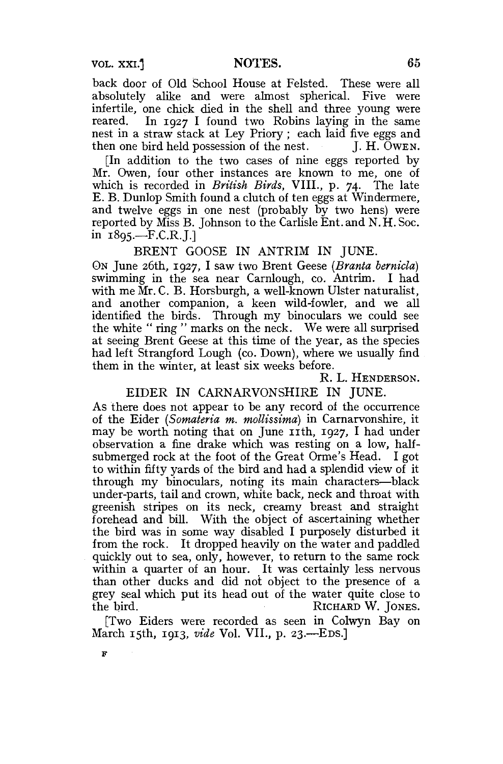back door of Old School House at Felsted. These were all absolutely alike and were almost spherical. Five were infertile, one chick died in the shell and three young were reared. In 1927 I found two Robins laying in the same nest in a straw stack at Ley Priory ; each laid five eggs and then one bird held possession of the nest. J. H. OWEN.

[In addition to the two cases of nine eggs reported by Mr. Owen, four other instances are known to me, one of which is recorded in *British Birds*, VIII., p. 74. The late E. B. Dunlop Smith found a clutch of ten eggs at Windermere, and twelve eggs in one nest (probably by two hens) were reported by Miss B. Johnson to the Carlisle Ent. and N. H. Soc. in 1895.—F.C.R.J.]

## BRENT GOOSE IN ANTRIM IN JUNE.

ON June 26th, 1927, I saw two Brent Geese (*Branta bernicla*) swimming in the sea near Carnlough, co. Antrim. I had with me Mr. C. B. Horsburgh, a well-known Ulster naturalist, and another companion, a keen wild-fowler, and we all identified the birds. Through my binoculars we could see the white " ring " marks on the neck. We were all surprised at seeing Brent Geese at this time of the year, as the species had left Strangford Lough (co. Down), where we usually find them in the winter, at least six weeks before.

R. L. HENDERSON.

## EIDER IN CARNARVONSHIRE IN JUNE.

As there does not appear to be any record of the occurrence of the Eider (*Somateria m. mollissima*) in Carnarvonshire, it may be worth noting that on June 11th, 1927, I had under observation a fine drake which was resting on a low, half-submerged rock at the foot of the Great Orme's Head. I got to within fifty yards of the bird and had a splendid view of it through my binoculars, noting its main characters—black under-parts, tail and crown, white back, neck and throat with greenish stripes on its neck, creamy breast and straight forehead and bill. With the object of ascertaining whether the bird was in some way disabled I purposely disturbed it from the rock. It dropped heavily on the water and paddled quickly out to sea, only, however, to return to the same rock within a quarter of an hour. It was certainly less nervous than other ducks and did not object to the presence of a grey seal which put its head out of the water quite close to the bird. RICHARD W. JONES.

[Two Eiders were recorded as seen in Colwyn Bay on March 15th, 1913, *vide* Vol. VII., p. 23.—EDS.]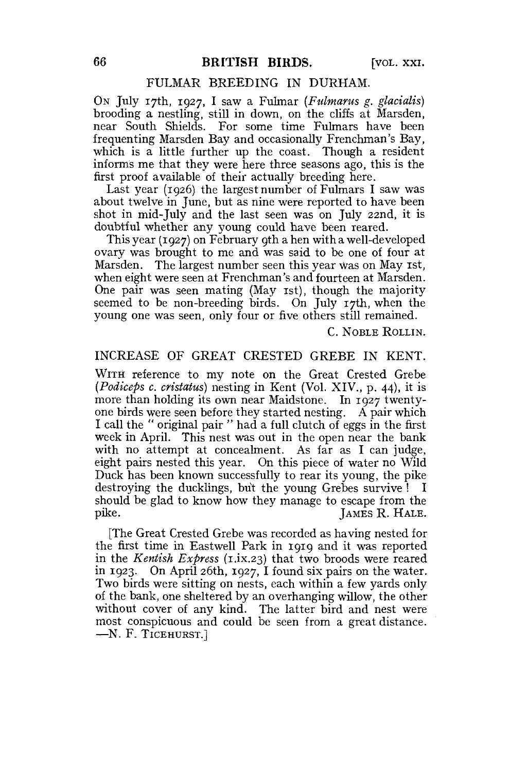## FULMAR BREEDING IN DURHAM.

On July 17th, 1927, I saw a Fulmar (*Fulmarus g. glacialis*) brooding a nestling, still in down, on the cliffs at Marsden, near South Shields. For some time Fulmars have been frequenting Marsden Bay and occasionally Frenchman's Bay, which is a little further up the coast. Though a resident informs me that they were here three seasons ago, this is the first proof available of their actually breeding here.

Last year (1926) the largest number of Fulmars I saw was about twelve in June, but as nine were reported to have been shot in mid-July and the last seen was on July 22nd, it is doubtful whether any young could have been reared.

This year (1927) on February 9th a hen with a well-developed ovary was brought to me and was said to be one of four at Marsden. The largest number seen this year was on May 1st, when eight were seen at Frenchman's and fourteen at Marsden. One pair was seen mating (May 1st), though the majority seemed to be non-breeding birds. On July 17th, when the young one was seen, only four or five others still remained.

C. Noble Rollin.

## INCREASE OF GREAT CRESTED GREBE IN KENT.

With reference to my note on the Great Crested Grebe (*Podiceps c. cristatus*) nesting in Kent (Vol. XIV., p. 44), it is more than holding its own near Maidstone. In 1927 twenty-one birds were seen before they started nesting. A pair which I call the "original pair" had a full clutch of eggs in the first week in April. This nest was out in the open near the bank with no attempt at concealment. As far as I can judge, eight pairs nested this year. On this piece of water no Wild Duck has been known successfully to rear its young, the pike destroying the ducklings, but the young Grebes survive! I should be glad to know how they manage to escape from the pike.

James R. Hale.

[The Great Crested Grebe was recorded as having nested for the first time in Eastwell Park in 1919 and it was reported in the *Kentish Express* (1.ix.23) that two broods were reared in 1923. On April 26th, 1927, I found six pairs on the water. Two birds were sitting on nests, each within a few yards only of the bank, one sheltered by an overhanging willow, the other without cover of any kind. The latter bird and nest were most conspicuous and could be seen from a great distance. —N. F. Ticehurst.]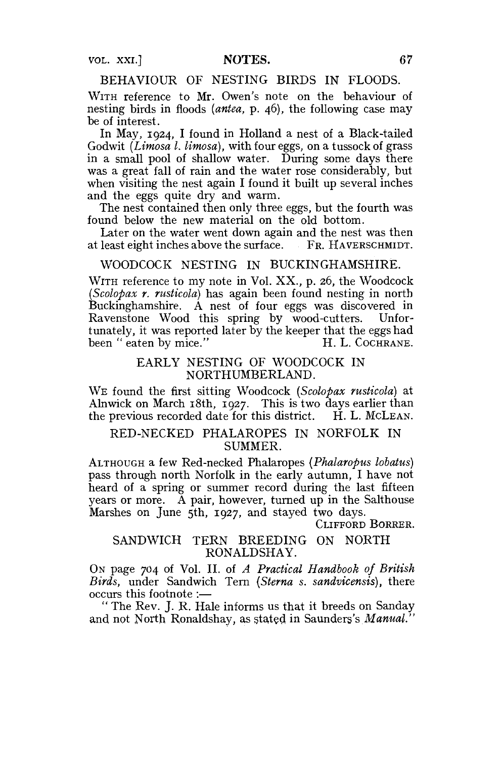## BEHAVIOUR OF NESTING BIRDS IN FLOODS.

WITH reference to Mr. Owen's note on the behaviour of nesting birds in floods (*antea*, p. 46), the following case may be of interest.

In May, 1924, I found in Holland a nest of a Black-tailed Godwit (*Limosa l. limosa*), with four eggs, on a tussock of grass in a small pool of shallow water. During some days there was a great fall of rain and the water rose considerably, but when visiting the nest again I found it built up several inches and the eggs quite dry and warm.

The nest contained then only three eggs, but the fourth was found below the new material on the old bottom.

Later on the water went down again and the nest was then at least eight inches above the surface. FR. HAVERSCHMIDT.

## WOODCOCK NESTING IN BUCKINGHAMSHIRE.

WITH reference to my note in Vol. XX., p. 26, the Woodcock (*Scolopax r. rusticola*) has again been found nesting in north Buckinghamshire. A nest of four eggs was discovered in Ravenstone Wood this spring by wood-cutters. Unfortunately, it was reported later by the keeper that the eggs had been "eaten by mice." H. L. COCHRANE.

## EARLY NESTING OF WOODCOCK IN NORTHUMBERLAND.

WE found the first sitting Woodcock (*Scolopax rusticola*) at Alnwick on March 18th, 1927. This is two days earlier than the previous recorded date for this district. H. L. MCLEAN.

## RED-NECKED PHALAROPES IN NORFOLK IN SUMMER.

ALTHOUGH a few Red-necked Phalaropes (*Phalaropus lobatus*) pass through north Norfolk in the early autumn, I have not heard of a spring or summer record during the last fifteen years or more. A pair, however, turned up in the Salthouse Marshes on June 5th, 1927, and stayed two days.

CLIFFORD BORRER.

## SANDWICH TERN BREEDING ON NORTH RONALDSHAY.

ON page 704 of Vol. II. of *A Practical Handbook of British Birds*, under Sandwich Tern (*Sterna s. sandvicensis*), there occurs this footnote :—

"The Rev. J. R. Hale informs us that it breeds on Sanday and not North Ronaldshay, as stated in Saunders's *Manual*."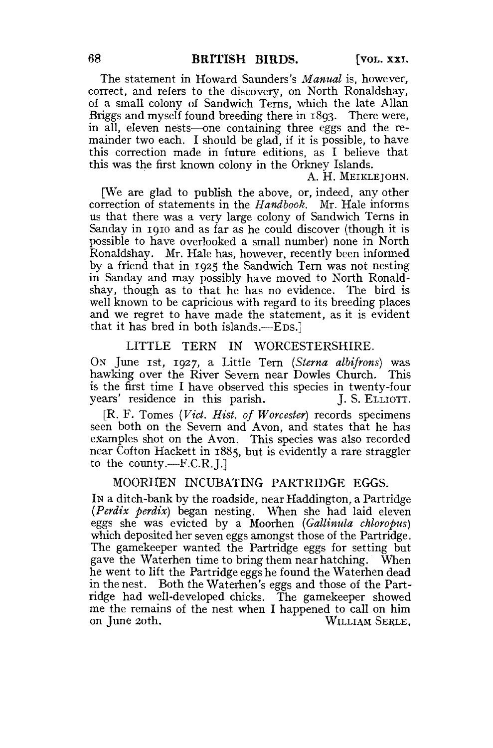The statement in Howard Saunders's *Manual* is, however, correct, and refers to the discovery, on North Ronaldshay, of a small colony of Sandwich Terns, which the late Allan Briggs and myself found breeding there in 1893. There were, in all, eleven nests—one containing three eggs and the remainder two each. I should be glad, if it is possible, to have this correction made in future editions, as I believe that this was the first known colony in the Orkney Islands.

A. H. MEIKLEJOHN.

[We are glad to publish the above, or, indeed, any other correction of statements in the *Handbook*. Mr. Hale informs us that there was a very large colony of Sandwich Terns in Sanday in 1910 and as far as he could discover (though it is possible to have overlooked a small number) none in North Ronaldshay. Mr. Hale has, however, recently been informed by a friend that in 1925 the Sandwich Tern was not nesting in Sanday and may possibly have moved to North Ronaldshay, though as to that he has no evidence. The bird is well known to be capricious with regard to its breeding places and we regret to have made the statement, as it is evident that it has bred in both islands.—EDS.]

## LITTLE TERN IN WORCESTERSHIRE.

ON June 1st, 1927, a Little Tern (*Sterna albifrons*) was hawking over the River Severn near Dowles Church. This is the first time I have observed this species in twenty-four years' residence in this parish.

J. S. ELLIOTT.

[R. F. Tomes (*Vict. Hist. of Worcester*) records specimens seen both on the Severn and Avon, and states that he has examples shot on the Avon. This species was also recorded near Cofton Hackett in 1885, but is evidently a rare straggler to the county.—F.C.R.J.]

## MOORHEN INCUBATING PARTRIDGE EGGS.

IN a ditch-bank by the roadside, near Haddington, a Partridge (*Perdix perdix*) began nesting. When she had laid eleven eggs she was evicted by a Moorhen (*Gallinula chloropus*) which deposited her seven eggs amongst those of the Partridge. The gamekeeper wanted the Partridge eggs for setting but gave the Waterhen time to bring them near hatching. When he went to lift the Partridge eggs he found the Waterhen dead in the nest. Both the Waterhen's eggs and those of the Partridge had well-developed chicks. The gamekeeper showed me the remains of the nest when I happened to call on him on June 20th.

WILLIAM SERLE.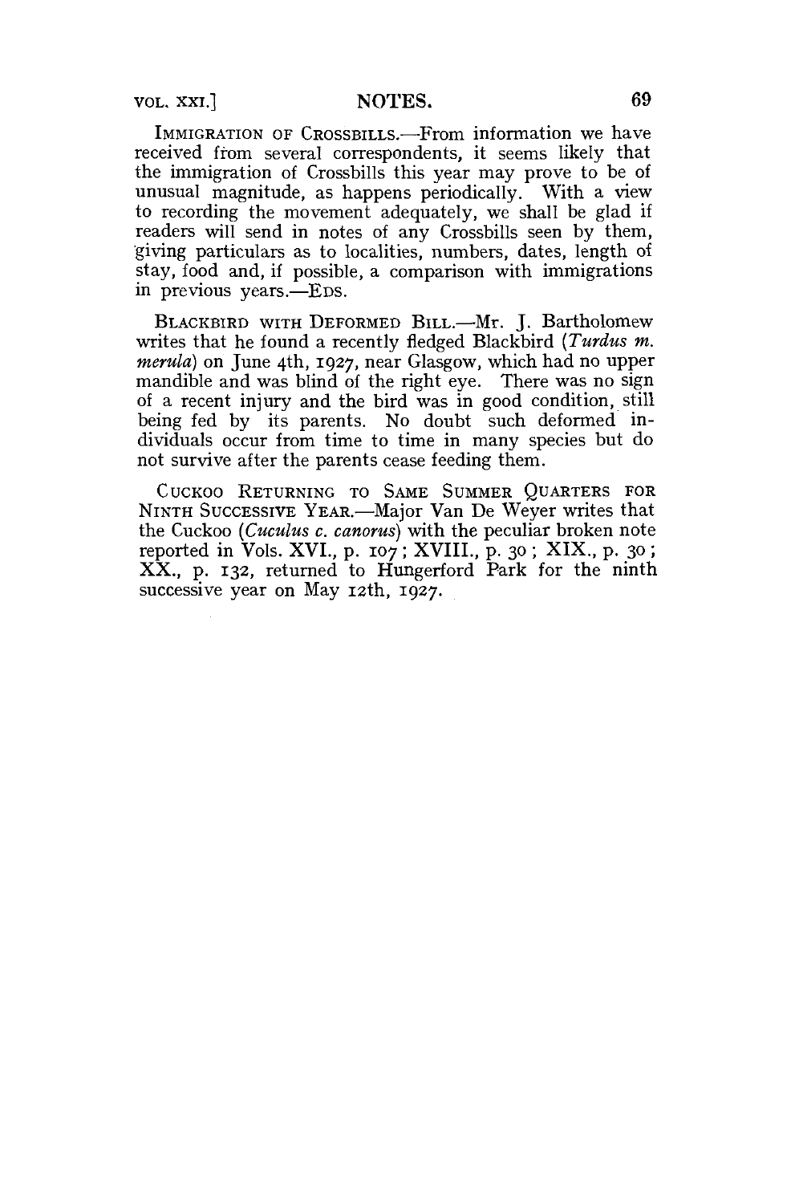IMMIGRATION OF CROSSBILLS.—From information we have received from several correspondents, it seems likely that the immigration of Crossbills this year may prove to be of unusual magnitude, as happens periodically. With a view to recording the movement adequately, we shall be glad if readers will send in notes of any Crossbills seen by them, giving particulars as to localities, numbers, dates, length of stay, food and, if possible, a comparison with immigrations in previous years.—EDS.

BLACKBIRD WITH DEFORMED BILL.—Mr. J. Bartholomew writes that he found a recently fledged Blackbird (*Turdus m. merula*) on June 4th, 1927, near Glasgow, which had no upper mandible and was blind of the right eye. There was no sign of a recent injury and the bird was in good condition, still being fed by its parents. No doubt such deformed individuals occur from time to time in many species but do not survive after the parents cease feeding them.

CUCKOO RETURNING TO SAME SUMMER QUARTERS FOR NINTH SUCCESSIVE YEAR.—Major Van De Weyer writes that the Cuckoo (*Cuculus c. canorus*) with the peculiar broken note reported in Vols. XVI., p. 107; XVIII., p. 30; XIX., p. 30; XX., p. 132, returned to Hungerford Park for the ninth successive year on May 12th, 1927.